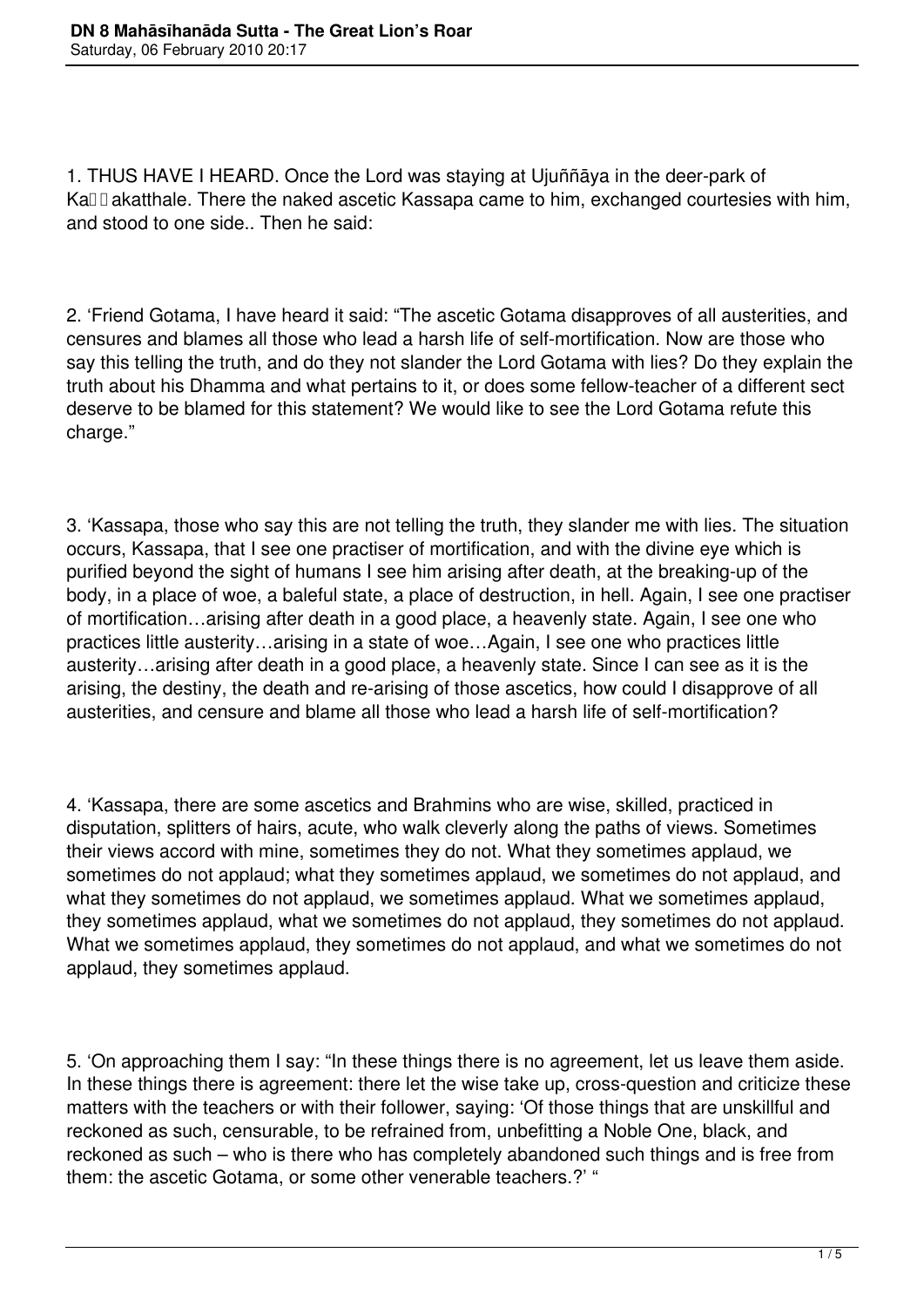1. THUS HAVE I HEARD. Once the Lord was staying at Ujuññāya in the deer-park of Ka��akatthale. There the naked ascetic Kassapa came to him, exchanged courtesies with him, and stood to one side.. Then he said:

2. 'Friend Gotama, I have heard it said: "The ascetic Gotama disapproves of all austerities, and censures and blames all those who lead a harsh life of self-mortification. Now are those who say this telling the truth, and do they not slander the Lord Gotama with lies? Do they explain the truth about his Dhamma and what pertains to it, or does some fellow-teacher of a different sect deserve to be blamed for this statement? We would like to see the Lord Gotama refute this charge."

3. 'Kassapa, those who say this are not telling the truth, they slander me with lies. The situation occurs, Kassapa, that I see one practiser of mortification, and with the divine eye which is purified beyond the sight of humans I see him arising after death, at the breaking-up of the body, in a place of woe, a baleful state, a place of destruction, in hell. Again, I see one practiser of mortification…arising after death in a good place, a heavenly state. Again, I see one who practices little austerity…arising in a state of woe…Again, I see one who practices little austerity…arising after death in a good place, a heavenly state. Since I can see as it is the arising, the destiny, the death and re-arising of those ascetics, how could I disapprove of all austerities, and censure and blame all those who lead a harsh life of self-mortification?

4. 'Kassapa, there are some ascetics and Brahmins who are wise, skilled, practiced in disputation, splitters of hairs, acute, who walk cleverly along the paths of views. Sometimes their views accord with mine, sometimes they do not. What they sometimes applaud, we sometimes do not applaud; what they sometimes applaud, we sometimes do not applaud, and what they sometimes do not applaud, we sometimes applaud. What we sometimes applaud, they sometimes applaud, what we sometimes do not applaud, they sometimes do not applaud. What we sometimes applaud, they sometimes do not applaud, and what we sometimes do not applaud, they sometimes applaud.

5. 'On approaching them I say: "In these things there is no agreement, let us leave them aside. In these things there is agreement: there let the wise take up, cross-question and criticize these matters with the teachers or with their follower, saying: 'Of those things that are unskillful and reckoned as such, censurable, to be refrained from, unbefitting a Noble One, black, and reckoned as such – who is there who has completely abandoned such things and is free from them: the ascetic Gotama, or some other venerable teachers.?' "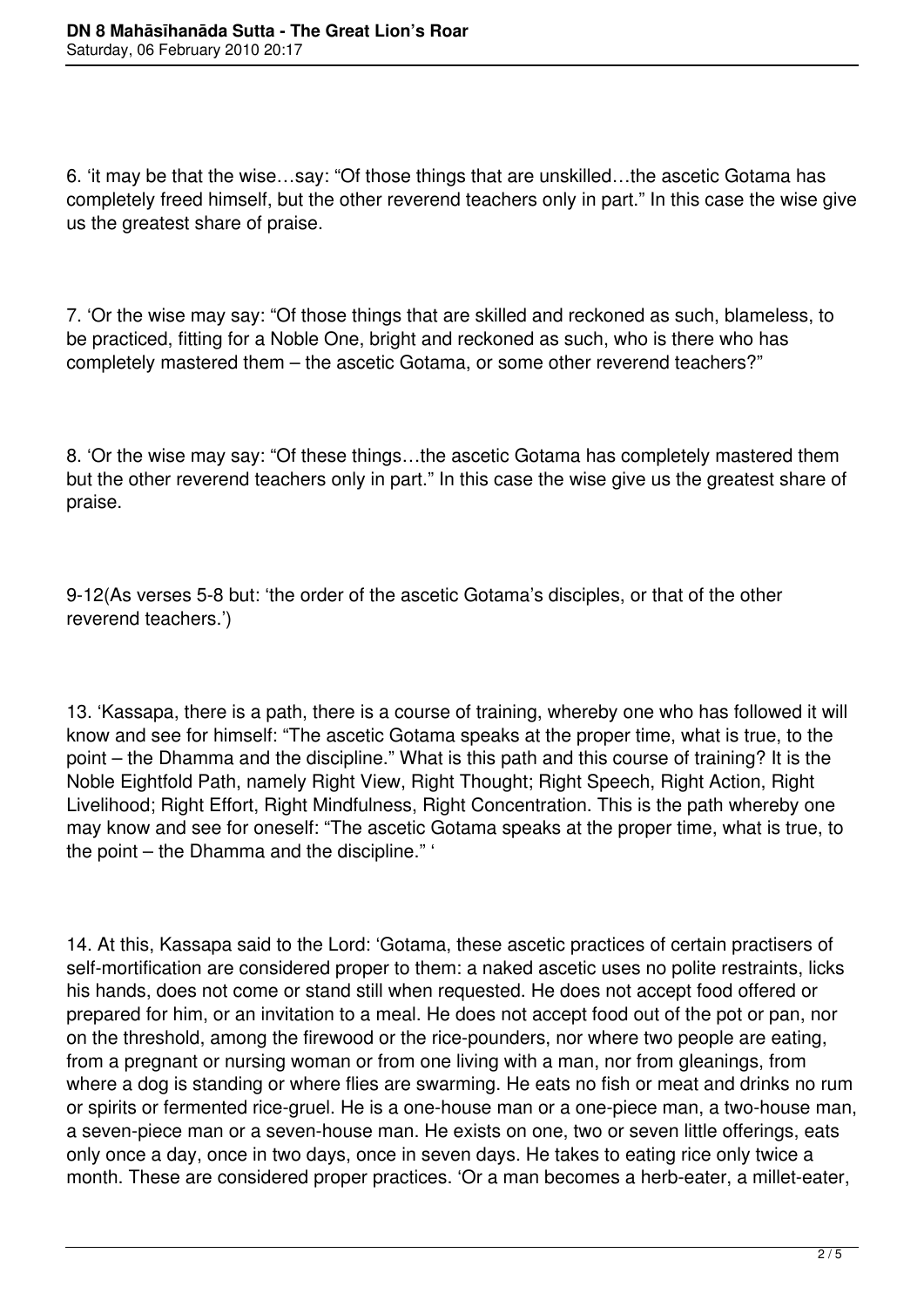6. 'it may be that the wise…say: "Of those things that are unskilled…the ascetic Gotama has completely freed himself, but the other reverend teachers only in part." In this case the wise give us the greatest share of praise.

7. 'Or the wise may say: "Of those things that are skilled and reckoned as such, blameless, to be practiced, fitting for a Noble One, bright and reckoned as such, who is there who has completely mastered them – the ascetic Gotama, or some other reverend teachers?"

8. 'Or the wise may say: "Of these things…the ascetic Gotama has completely mastered them but the other reverend teachers only in part." In this case the wise give us the greatest share of praise.

9-12(As verses 5-8 but: 'the order of the ascetic Gotama's disciples, or that of the other reverend teachers.')

13. 'Kassapa, there is a path, there is a course of training, whereby one who has followed it will know and see for himself: "The ascetic Gotama speaks at the proper time, what is true, to the point – the Dhamma and the discipline." What is this path and this course of training? It is the Noble Eightfold Path, namely Right View, Right Thought; Right Speech, Right Action, Right Livelihood; Right Effort, Right Mindfulness, Right Concentration. This is the path whereby one may know and see for oneself: "The ascetic Gotama speaks at the proper time, what is true, to the point – the Dhamma and the discipline." '

14. At this, Kassapa said to the Lord: 'Gotama, these ascetic practices of certain practisers of self-mortification are considered proper to them: a naked ascetic uses no polite restraints, licks his hands, does not come or stand still when requested. He does not accept food offered or prepared for him, or an invitation to a meal. He does not accept food out of the pot or pan, nor on the threshold, among the firewood or the rice-pounders, nor where two people are eating, from a pregnant or nursing woman or from one living with a man, nor from gleanings, from where a dog is standing or where flies are swarming. He eats no fish or meat and drinks no rum or spirits or fermented rice-gruel. He is a one-house man or a one-piece man, a two-house man, a seven-piece man or a seven-house man. He exists on one, two or seven little offerings, eats only once a day, once in two days, once in seven days. He takes to eating rice only twice a month. These are considered proper practices. 'Or a man becomes a herb-eater, a millet-eater,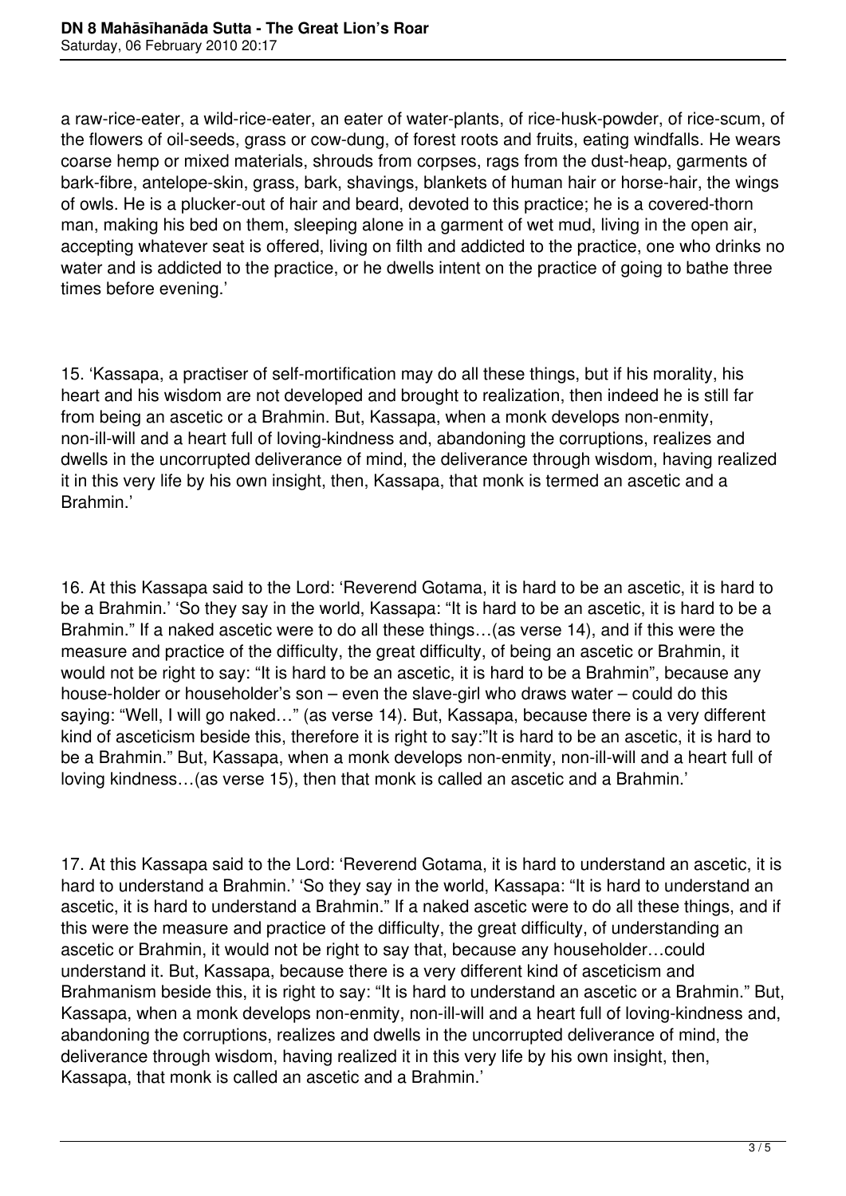a raw-rice-eater, a wild-rice-eater, an eater of water-plants, of rice-husk-powder, of rice-scum, of the flowers of oil-seeds, grass or cow-dung, of forest roots and fruits, eating windfalls. He wears coarse hemp or mixed materials, shrouds from corpses, rags from the dust-heap, garments of bark-fibre, antelope-skin, grass, bark, shavings, blankets of human hair or horse-hair, the wings of owls. He is a plucker-out of hair and beard, devoted to this practice; he is a covered-thorn man, making his bed on them, sleeping alone in a garment of wet mud, living in the open air, accepting whatever seat is offered, living on filth and addicted to the practice, one who drinks no water and is addicted to the practice, or he dwells intent on the practice of going to bathe three times before evening.'

15. 'Kassapa, a practiser of self-mortification may do all these things, but if his morality, his heart and his wisdom are not developed and brought to realization, then indeed he is still far from being an ascetic or a Brahmin. But, Kassapa, when a monk develops non-enmity, non-ill-will and a heart full of loving-kindness and, abandoning the corruptions, realizes and dwells in the uncorrupted deliverance of mind, the deliverance through wisdom, having realized it in this very life by his own insight, then, Kassapa, that monk is termed an ascetic and a Brahmin.'

16. At this Kassapa said to the Lord: 'Reverend Gotama, it is hard to be an ascetic, it is hard to be a Brahmin.' 'So they say in the world, Kassapa: "It is hard to be an ascetic, it is hard to be a Brahmin." If a naked ascetic were to do all these things…(as verse 14), and if this were the measure and practice of the difficulty, the great difficulty, of being an ascetic or Brahmin, it would not be right to say: "It is hard to be an ascetic, it is hard to be a Brahmin", because any house-holder or householder's son – even the slave-girl who draws water – could do this saying: "Well, I will go naked…" (as verse 14). But, Kassapa, because there is a very different kind of asceticism beside this, therefore it is right to say:"It is hard to be an ascetic, it is hard to be a Brahmin." But, Kassapa, when a monk develops non-enmity, non-ill-will and a heart full of loving kindness…(as verse 15), then that monk is called an ascetic and a Brahmin.'

17. At this Kassapa said to the Lord: 'Reverend Gotama, it is hard to understand an ascetic, it is hard to understand a Brahmin.' 'So they say in the world, Kassapa: "It is hard to understand an ascetic, it is hard to understand a Brahmin." If a naked ascetic were to do all these things, and if this were the measure and practice of the difficulty, the great difficulty, of understanding an ascetic or Brahmin, it would not be right to say that, because any householder…could understand it. But, Kassapa, because there is a very different kind of asceticism and Brahmanism beside this, it is right to say: "It is hard to understand an ascetic or a Brahmin." But, Kassapa, when a monk develops non-enmity, non-ill-will and a heart full of loving-kindness and, abandoning the corruptions, realizes and dwells in the uncorrupted deliverance of mind, the deliverance through wisdom, having realized it in this very life by his own insight, then, Kassapa, that monk is called an ascetic and a Brahmin.'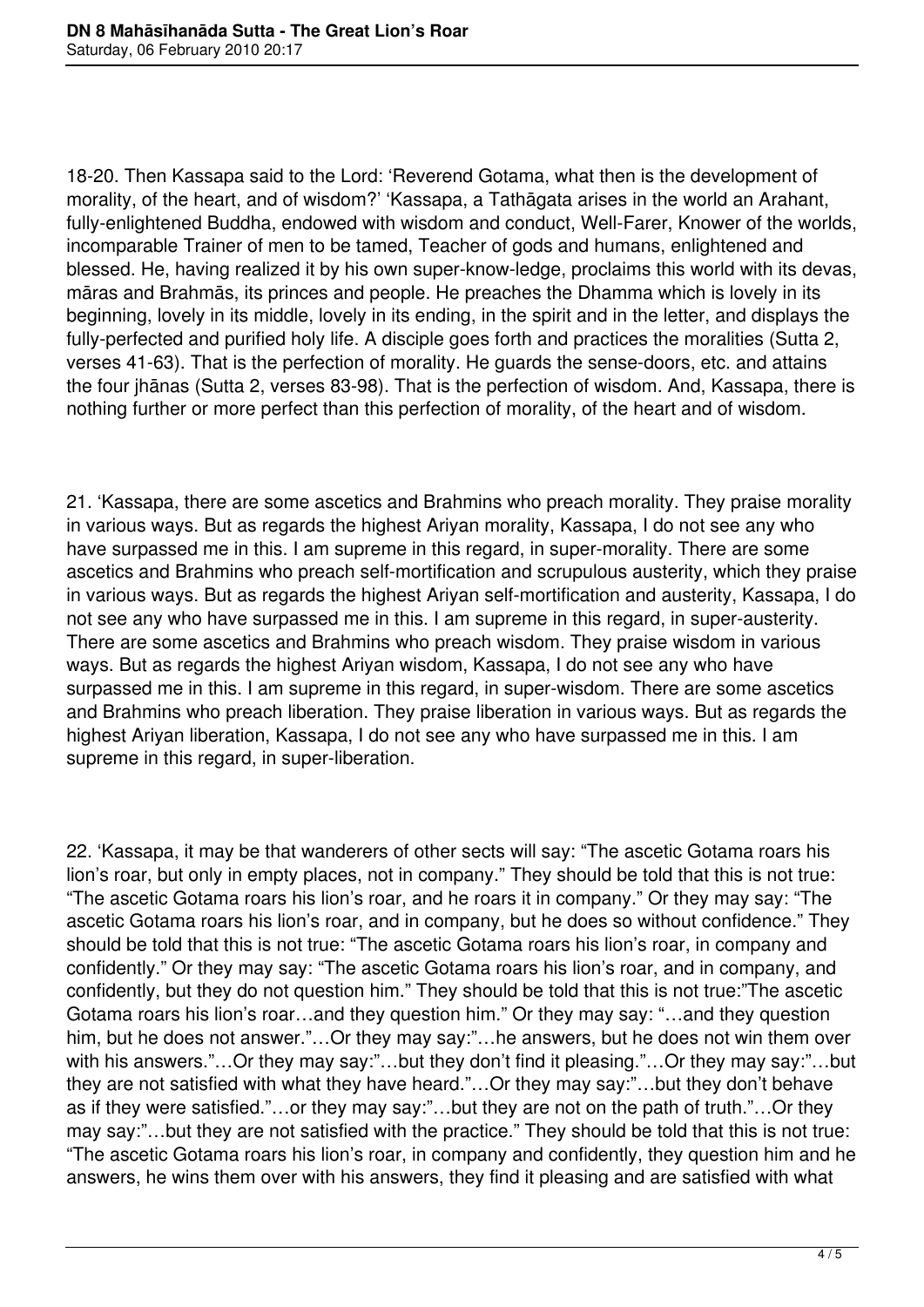18-20. Then Kassapa said to the Lord: 'Reverend Gotama, what then is the development of morality, of the heart, and of wisdom?' 'Kassapa, a Tathāgata arises in the world an Arahant, fully-enlightened Buddha, endowed with wisdom and conduct, Well-Farer, Knower of the worlds, incomparable Trainer of men to be tamed, Teacher of gods and humans, enlightened and blessed. He, having realized it by his own super-know-ledge, proclaims this world with its devas, māras and Brahmās, its princes and people. He preaches the Dhamma which is lovely in its beginning, lovely in its middle, lovely in its ending, in the spirit and in the letter, and displays the fully-perfected and purified holy life. A disciple goes forth and practices the moralities (Sutta 2, verses 41-63). That is the perfection of morality. He guards the sense-doors, etc. and attains the four jhānas (Sutta 2, verses 83-98). That is the perfection of wisdom. And, Kassapa, there is nothing further or more perfect than this perfection of morality, of the heart and of wisdom.

21. 'Kassapa, there are some ascetics and Brahmins who preach morality. They praise morality in various ways. But as regards the highest Ariyan morality, Kassapa, I do not see any who have surpassed me in this. I am supreme in this regard, in super-morality. There are some ascetics and Brahmins who preach self-mortification and scrupulous austerity, which they praise in various ways. But as regards the highest Ariyan self-mortification and austerity, Kassapa, I do not see any who have surpassed me in this. I am supreme in this regard, in super-austerity. There are some ascetics and Brahmins who preach wisdom. They praise wisdom in various ways. But as regards the highest Ariyan wisdom, Kassapa, I do not see any who have surpassed me in this. I am supreme in this regard, in super-wisdom. There are some ascetics and Brahmins who preach liberation. They praise liberation in various ways. But as regards the highest Ariyan liberation, Kassapa, I do not see any who have surpassed me in this. I am supreme in this regard, in super-liberation.

22. 'Kassapa, it may be that wanderers of other sects will say: "The ascetic Gotama roars his lion's roar, but only in empty places, not in company." They should be told that this is not true: "The ascetic Gotama roars his lion's roar, and he roars it in company." Or they may say: "The ascetic Gotama roars his lion's roar, and in company, but he does so without confidence." They should be told that this is not true: "The ascetic Gotama roars his lion's roar, in company and confidently." Or they may say: "The ascetic Gotama roars his lion's roar, and in company, and confidently, but they do not question him." They should be told that this is not true:"The ascetic Gotama roars his lion's roar…and they question him." Or they may say: "…and they question him, but he does not answer."…Or they may say:"…he answers, but he does not win them over with his answers."…Or they may say:"…but they don't find it pleasing."…Or they may say:"…but they are not satisfied with what they have heard."…Or they may say:"…but they don't behave as if they were satisfied."…or they may say:"…but they are not on the path of truth."…Or they may say:"…but they are not satisfied with the practice." They should be told that this is not true: "The ascetic Gotama roars his lion's roar, in company and confidently, they question him and he answers, he wins them over with his answers, they find it pleasing and are satisfied with what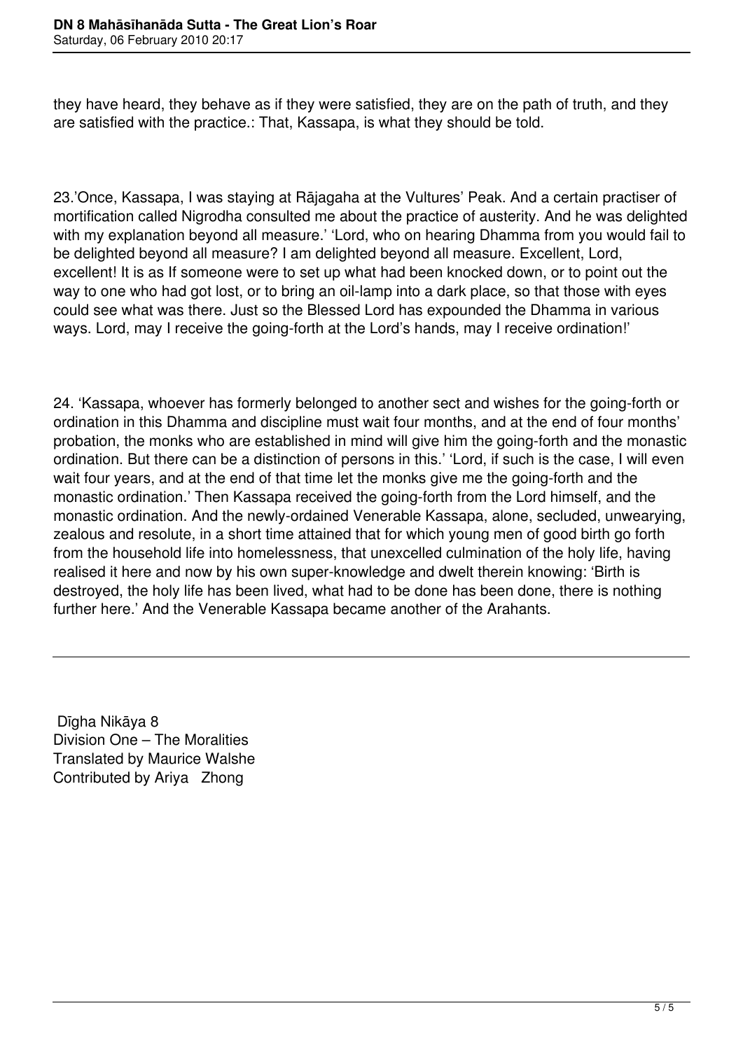they have heard, they behave as if they were satisfied, they are on the path of truth, and they are satisfied with the practice.: That, Kassapa, is what they should be told.

23.'Once, Kassapa, I was staying at Rājagaha at the Vultures' Peak. And a certain practiser of mortification called Nigrodha consulted me about the practice of austerity. And he was delighted with my explanation beyond all measure.' 'Lord, who on hearing Dhamma from you would fail to be delighted beyond all measure? I am delighted beyond all measure. Excellent, Lord, excellent! It is as If someone were to set up what had been knocked down, or to point out the way to one who had got lost, or to bring an oil-lamp into a dark place, so that those with eyes could see what was there. Just so the Blessed Lord has expounded the Dhamma in various ways. Lord, may I receive the going-forth at the Lord's hands, may I receive ordination!'

24. 'Kassapa, whoever has formerly belonged to another sect and wishes for the going-forth or ordination in this Dhamma and discipline must wait four months, and at the end of four months' probation, the monks who are established in mind will give him the going-forth and the monastic ordination. But there can be a distinction of persons in this.' 'Lord, if such is the case, I will even wait four years, and at the end of that time let the monks give me the going-forth and the monastic ordination.' Then Kassapa received the going-forth from the Lord himself, and the monastic ordination. And the newly-ordained Venerable Kassapa, alone, secluded, unwearying, zealous and resolute, in a short time attained that for which young men of good birth go forth from the household life into homelessness, that unexcelled culmination of the holy life, having realised it here and now by his own super-knowledge and dwelt therein knowing: 'Birth is destroyed, the holy life has been lived, what had to be done has been done, there is nothing further here.' And the Venerable Kassapa became another of the Arahants.

---

Dīgha Nikāya 8
Division One – The Moralities
Translated by Maurice Walshe
Contributed by Ariya Zhong